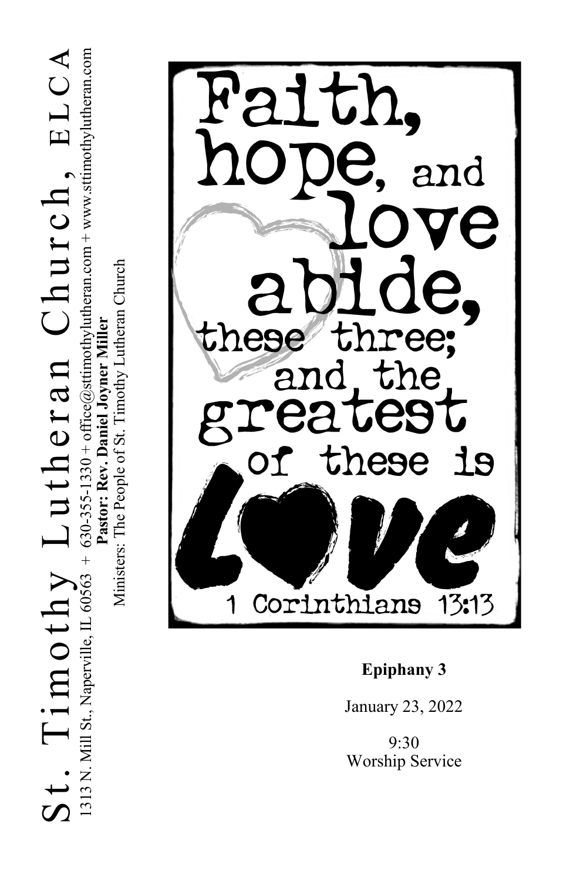# St. Timothy Lutheran Church, ELCA

1313 N. Mill St., Naperville, IL 60563 + 630-355-1330 + office@sttimothylutheran.com + www.sttimothylutheran.com

**Pastor: Rev. Daniel Joyner Miller**

Ministers: The People of St. Timothy Lutheran Church

Faith, hope, and love abide, these three; and the greatest of these is Love

1 Corinthians 13:13

**Epiphany 3**

January 23, 2022

9:30
Worship Service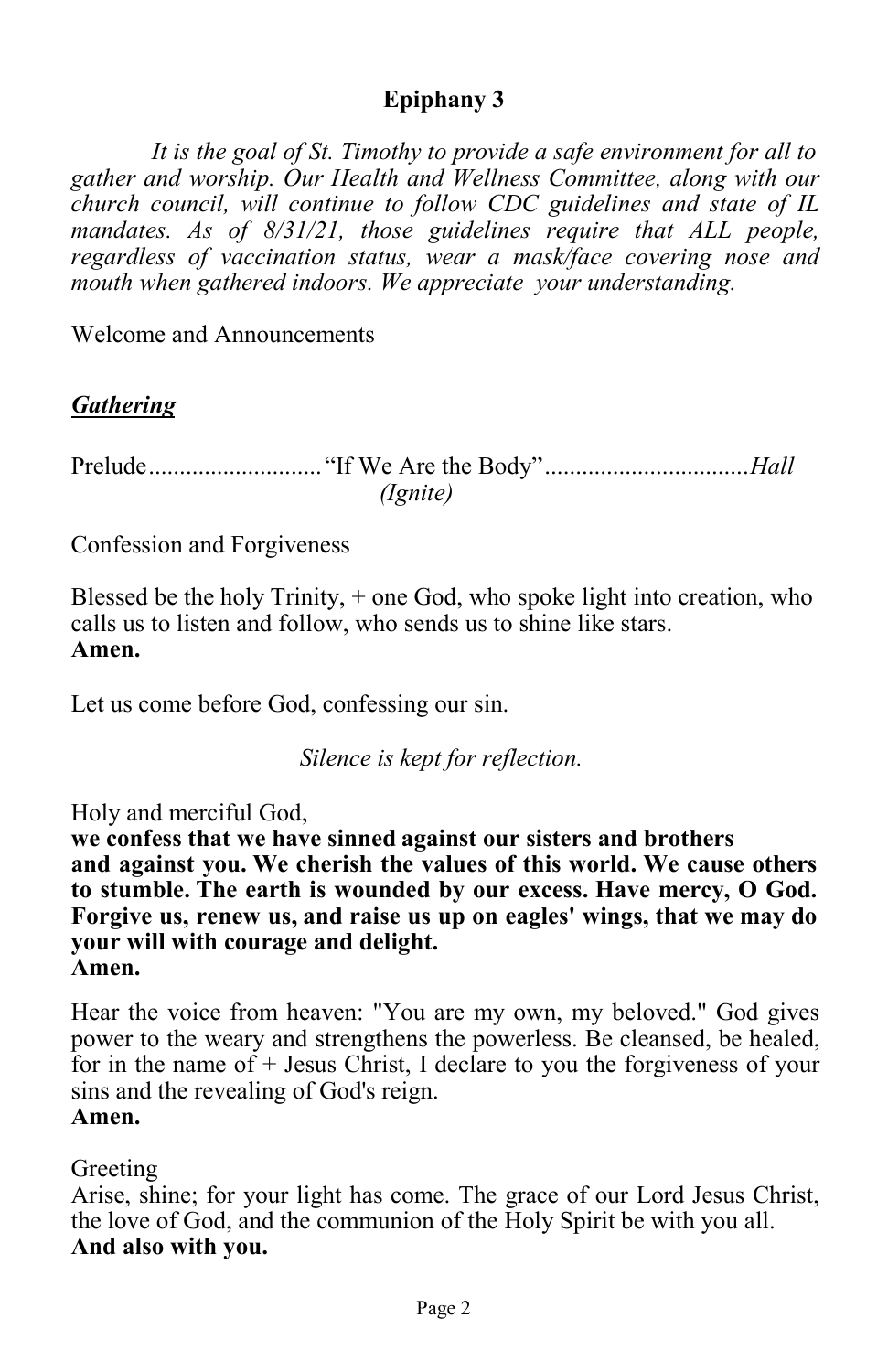## Epiphany 3

*It is the goal of St. Timothy to provide a safe environment for all to gather and worship. Our Health and Wellness Committee, along with our church council, will continue to follow CDC guidelines and state of IL mandates. As of 8/31/21, those guidelines require that ALL people, regardless of vaccination status, wear a mask/face covering nose and mouth when gathered indoors. We appreciate your understanding.*

Welcome and Announcements

***Gathering***

Prelude............................“If We Are the Body”.................................*Hall*
*(Ignite)*

Confession and Forgiveness

Blessed be the holy Trinity, + one God, who spoke light into creation, who calls us to listen and follow, who sends us to shine like stars.
**Amen.**

Let us come before God, confessing our sin.

*Silence is kept for reflection.*

Holy and merciful God,
**we confess that we have sinned against our sisters and brothers and against you. We cherish the values of this world. We cause others to stumble. The earth is wounded by our excess. Have mercy, O God. Forgive us, renew us, and raise us up on eagles' wings, that we may do your will with courage and delight.**
**Amen.**

Hear the voice from heaven: "You are my own, my beloved." God gives power to the weary and strengthens the powerless. Be cleansed, be healed, for in the name of + Jesus Christ, I declare to you the forgiveness of your sins and the revealing of God's reign.
**Amen.**

Greeting
Arise, shine; for your light has come. The grace of our Lord Jesus Christ, the love of God, and the communion of the Holy Spirit be with you all.
**And also with you.**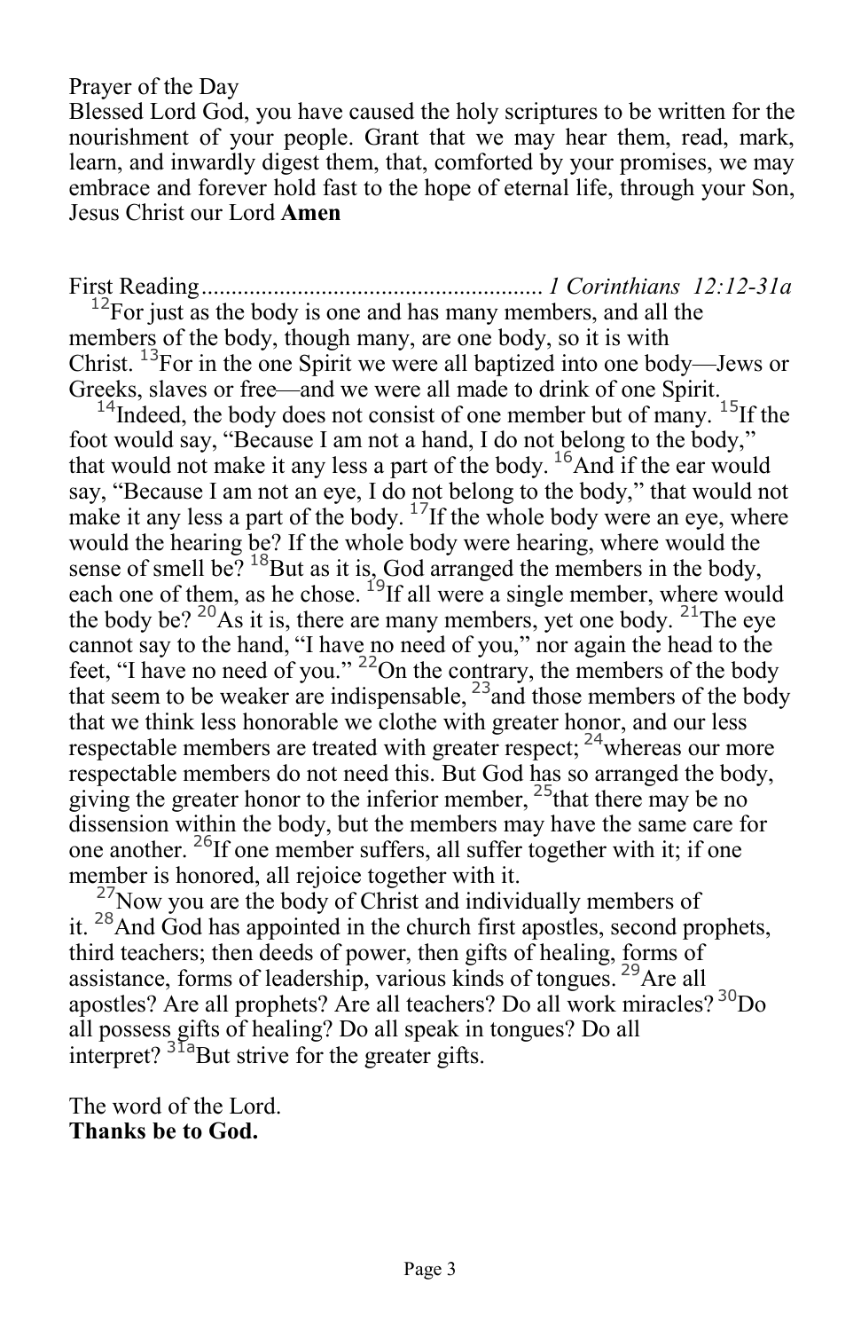Prayer of the Day

Blessed Lord God, you have caused the holy scriptures to be written for the nourishment of your people. Grant that we may hear them, read, mark, learn, and inwardly digest them, that, comforted by your promises, we may embrace and forever hold fast to the hope of eternal life, through your Son, Jesus Christ our Lord **Amen**

First Reading........................................................ *1 Corinthians 12:12-31a*

[12]For just as the body is one and has many members, and all the members of the body, though many, are one body, so it is with Christ. [13]For in the one Spirit we were all baptized into one body—Jews or Greeks, slaves or free—and we were all made to drink of one Spirit.

[14]Indeed, the body does not consist of one member but of many. [15]If the foot would say, "Because I am not a hand, I do not belong to the body," that would not make it any less a part of the body. [16]And if the ear would say, "Because I am not an eye, I do not belong to the body," that would not make it any less a part of the body. [17]If the whole body were an eye, where would the hearing be? If the whole body were hearing, where would the sense of smell be? [18]But as it is, God arranged the members in the body, each one of them, as he chose. [19]If all were a single member, where would the body be? [20]As it is, there are many members, yet one body. [21]The eye cannot say to the hand, "I have no need of you," nor again the head to the feet, "I have no need of you." [22]On the contrary, the members of the body that seem to be weaker are indispensable, [23]and those members of the body that we think less honorable we clothe with greater honor, and our less respectable members are treated with greater respect; [24]whereas our more respectable members do not need this. But God has so arranged the body, giving the greater honor to the inferior member, [25]that there may be no dissension within the body, but the members may have the same care for one another. [26]If one member suffers, all suffer together with it; if one member is honored, all rejoice together with it.

[27]Now you are the body of Christ and individually members of it. [28]And God has appointed in the church first apostles, second prophets, third teachers; then deeds of power, then gifts of healing, forms of assistance, forms of leadership, various kinds of tongues. [29]Are all apostles? Are all prophets? Are all teachers? Do all work miracles? [30]Do all possess gifts of healing? Do all speak in tongues? Do all interpret? [31a]But strive for the greater gifts.

The word of the Lord.

**Thanks be to God.**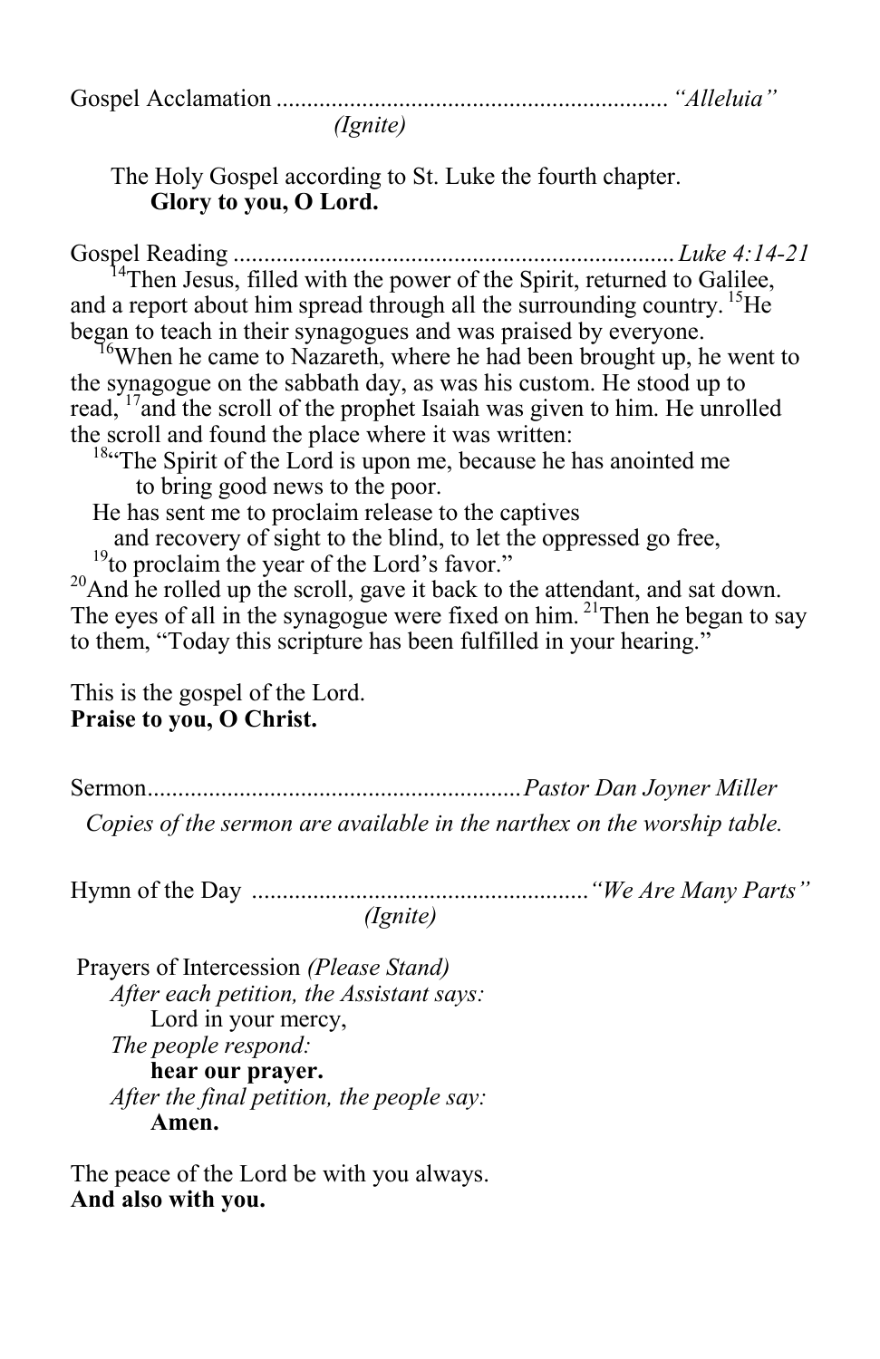Gospel Acclamation ................................................................ *“Alleluia”*
*(Ignite)*

The Holy Gospel according to St. Luke the fourth chapter.
**Glory to you, O Lord.**

Gospel Reading ........................................................................ *Luke 4:14-21*

[14]Then Jesus, filled with the power of the Spirit, returned to Galilee, and a report about him spread through all the surrounding country. [15]He began to teach in their synagogues and was praised by everyone.

[16]When he came to Nazareth, where he had been brought up, he went to the synagogue on the sabbath day, as was his custom. He stood up to read, [17]and the scroll of the prophet Isaiah was given to him. He unrolled the scroll and found the place where it was written:

[18]“The Spirit of the Lord is upon me, because he has anointed me
to bring good news to the poor.
He has sent me to proclaim release to the captives
and recovery of sight to the blind, to let the oppressed go free,
[19]to proclaim the year of the Lord’s favor.”

[20]And he rolled up the scroll, gave it back to the attendant, and sat down. The eyes of all in the synagogue were fixed on him. [21]Then he began to say to them, “Today this scripture has been fulfilled in your hearing.”

This is the gospel of the Lord.
**Praise to you, O Christ.**

Sermon............................................................*Pastor Dan Joyner Miller*

*Copies of the sermon are available in the narthex on the worship table.*

Hymn of the Day .......................................................*“We Are Many Parts”*
*(Ignite)*

Prayers of Intercession *(Please Stand)*
*After each petition, the Assistant says:*
Lord in your mercy,
*The people respond:*
**hear our prayer.**
*After the final petition, the people say:*
**Amen.**

The peace of the Lord be with you always.
**And also with you.**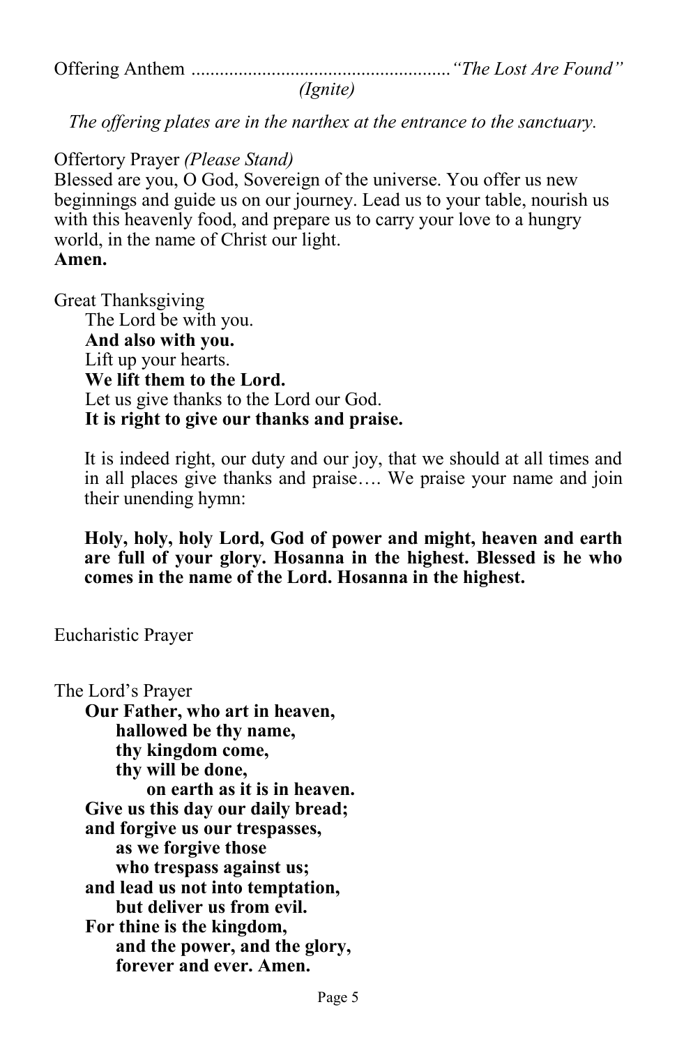Offering Anthem ....................................................... *"The Lost Are Found"*
*(Ignite)*

*The offering plates are in the narthex at the entrance to the sanctuary.*

Offertory Prayer *(Please Stand)*
Blessed are you, O God, Sovereign of the universe. You offer us new beginnings and guide us on our journey. Lead us to your table, nourish us with this heavenly food, and prepare us to carry your love to a hungry world, in the name of Christ our light.
**Amen.**

Great Thanksgiving

The Lord be with you.
**And also with you.**
Lift up your hearts.
**We lift them to the Lord.**
Let us give thanks to the Lord our God.
**It is right to give our thanks and praise.**

It is indeed right, our duty and our joy, that we should at all times and in all places give thanks and praise…. We praise your name and join their unending hymn:

**Holy, holy, holy Lord, God of power and might, heaven and earth are full of your glory. Hosanna in the highest. Blessed is he who comes in the name of the Lord. Hosanna in the highest.**

Eucharistic Prayer

The Lord's Prayer

**Our Father, who art in heaven,**
**hallowed be thy name,**
**thy kingdom come,**
**thy will be done,**
**on earth as it is in heaven.**
**Give us this day our daily bread;**
**and forgive us our trespasses,**
**as we forgive those**
**who trespass against us;**
**and lead us not into temptation,**
**but deliver us from evil.**
**For thine is the kingdom,**
**and the power, and the glory,**
**forever and ever. Amen.**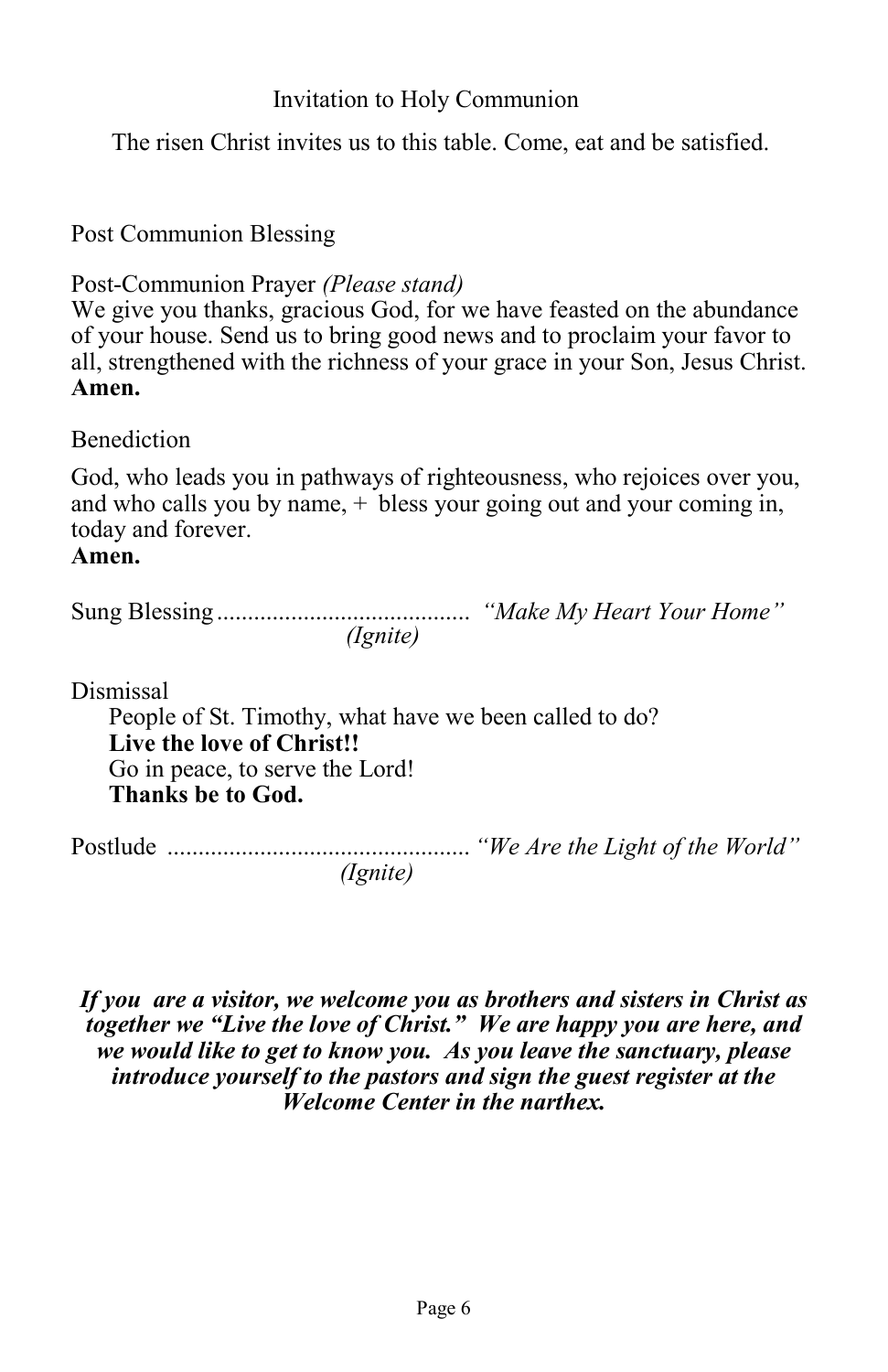Invitation to Holy Communion

The risen Christ invites us to this table. Come, eat and be satisfied.

Post Communion Blessing

Post-Communion Prayer *(Please stand)*
We give you thanks, gracious God, for we have feasted on the abundance of your house. Send us to bring good news and to proclaim your favor to all, strengthened with the richness of your grace in your Son, Jesus Christ.
**Amen.**

Benediction

God, who leads you in pathways of righteousness, who rejoices over you, and who calls you by name, + bless your going out and your coming in, today and forever.
**Amen.**

Sung Blessing......................................... *"Make My Heart Your Home"* *(Ignite)*

Dismissal
People of St. Timothy, what have we been called to do?
**Live the love of Christ!!**
Go in peace, to serve the Lord!
**Thanks be to God.**

Postlude ................................................ *"We Are the Light of the World"* *(Ignite)*

***If you are a visitor, we welcome you as brothers and sisters in Christ as together we "Live the love of Christ." We are happy you are here, and we would like to get to know you. As you leave the sanctuary, please introduce yourself to the pastors and sign the guest register at the Welcome Center in the narthex.***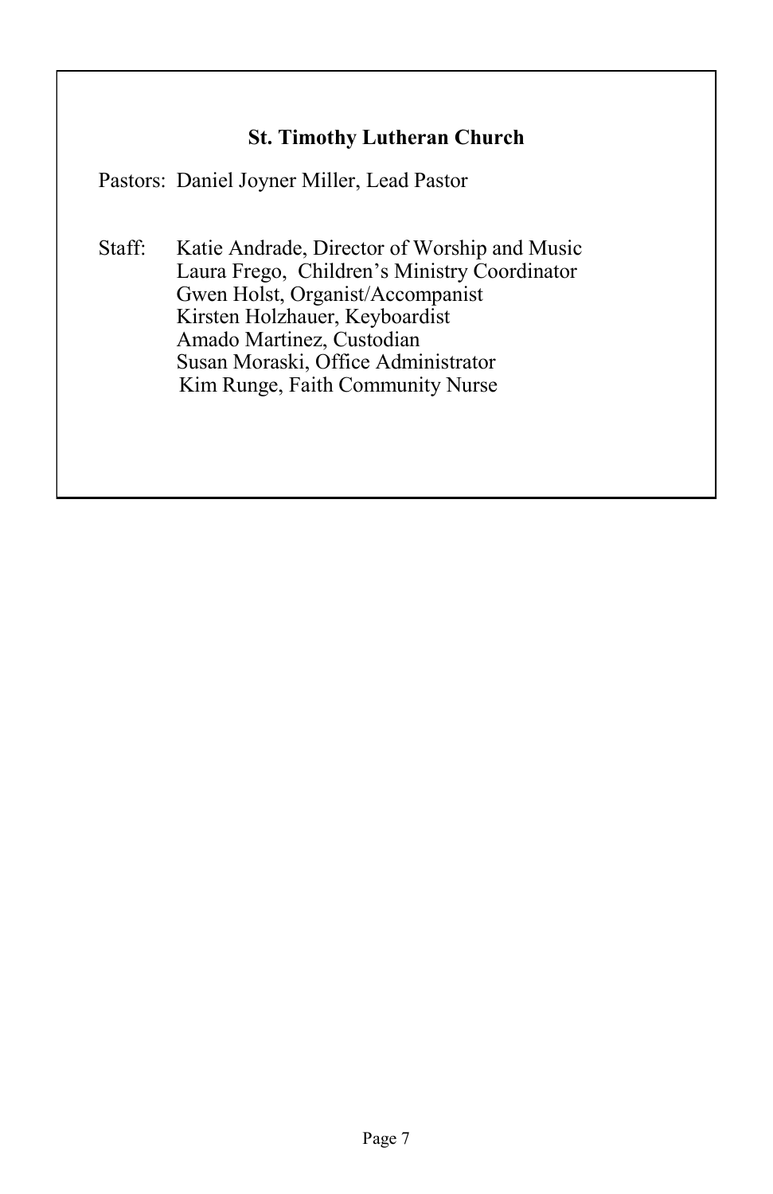**St. Timothy Lutheran Church**

Pastors: Daniel Joyner Miller, Lead Pastor

Staff: Katie Andrade, Director of Worship and Music
Laura Frego, Children's Ministry Coordinator
Gwen Holst, Organist/Accompanist
Kirsten Holzhauer, Keyboardist
Amado Martinez, Custodian
Susan Moraski, Office Administrator
Kim Runge, Faith Community Nurse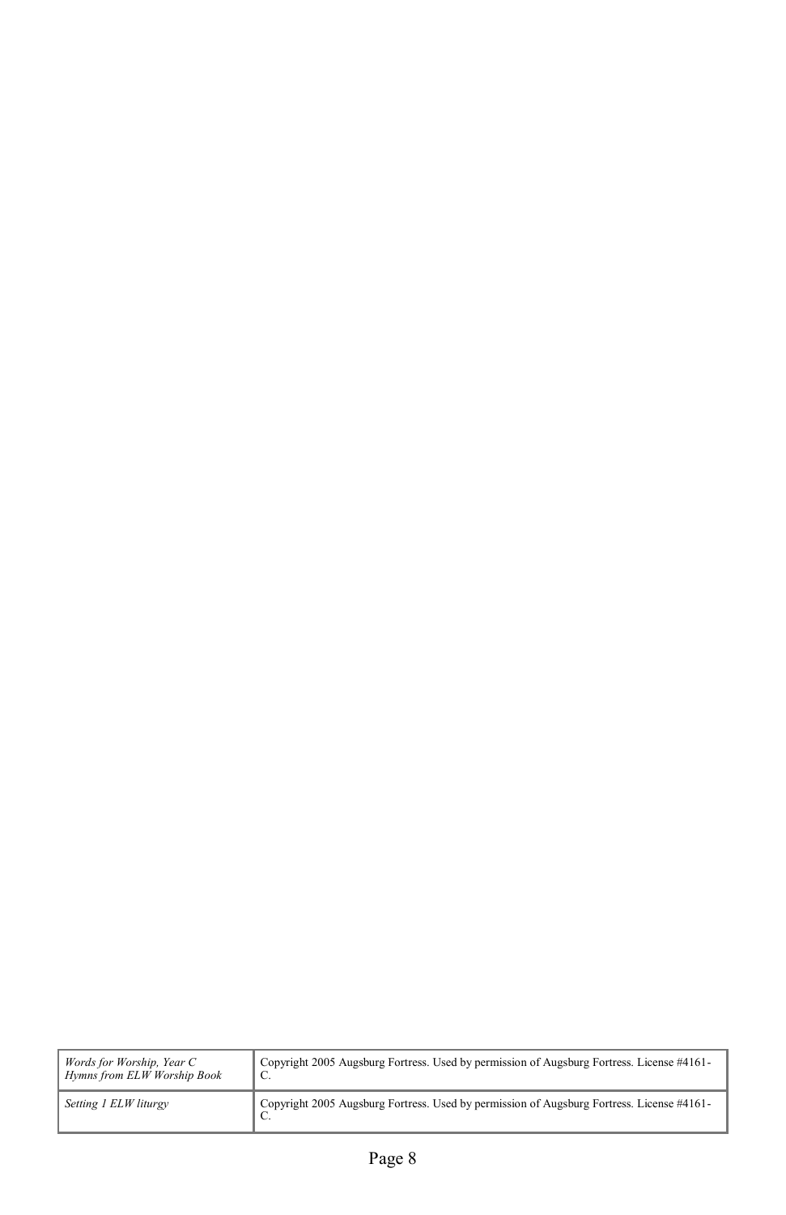| | |
|---|---|
| *Words for Worship, Year C*<br>*Hymns from ELW Worship Book* | Copyright 2005 Augsburg Fortress. Used by permission of Augsburg Fortress. License #4161-C. |
| *Setting 1 ELW liturgy* | Copyright 2005 Augsburg Fortress. Used by permission of Augsburg Fortress. License #4161-C. |